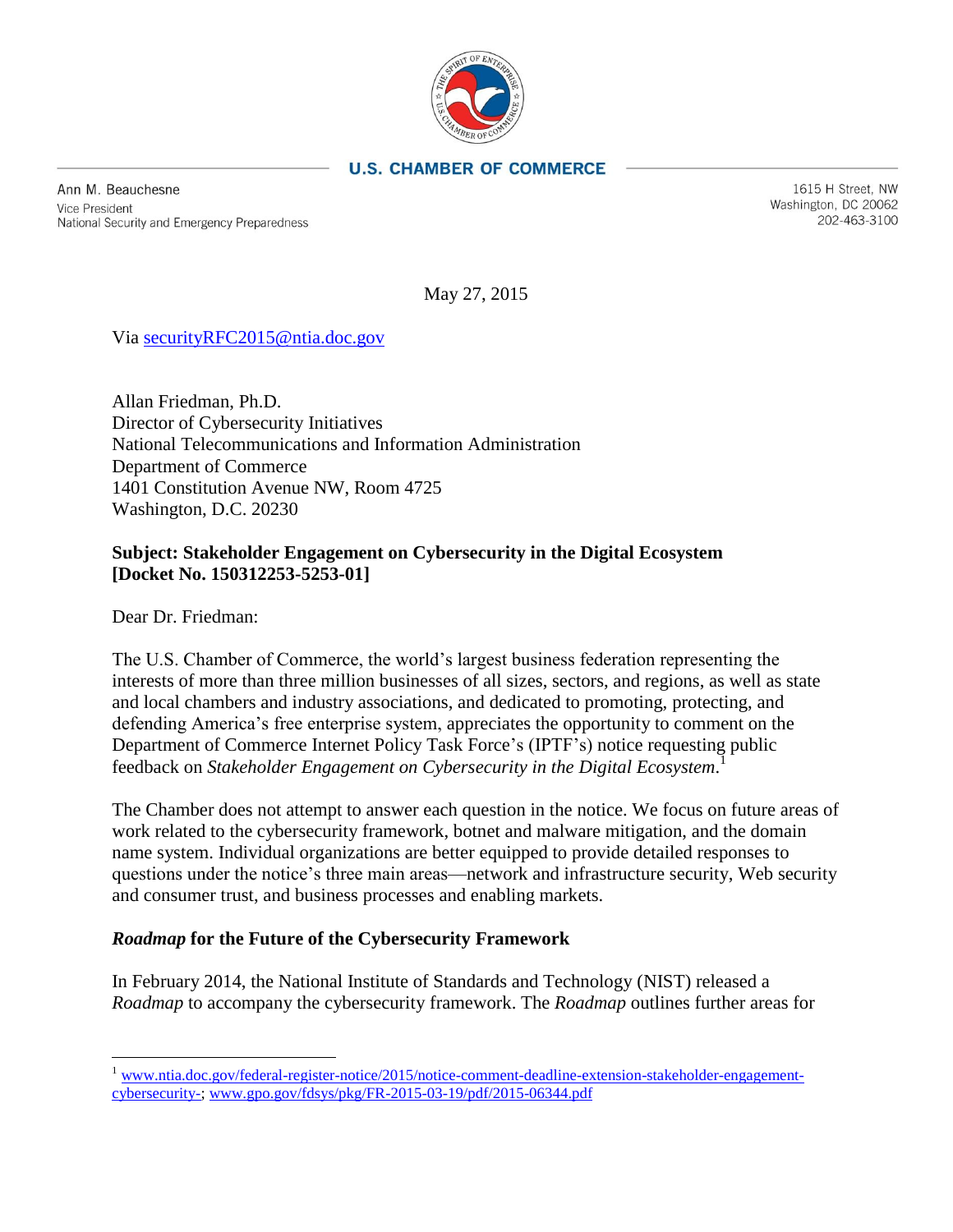**U.S. CHAMBER OF COMMERCE**

Ann M. Beauchesne
Vice President
National Security and Emergency Preparedness

1615 H Street, NW
Washington, DC 20062
202-463-3100

May 27, 2015

Via securityRFC2015@ntia.doc.gov

Allan Friedman, Ph.D.
Director of Cybersecurity Initiatives
National Telecommunications and Information Administration
Department of Commerce
1401 Constitution Avenue NW, Room 4725
Washington, D.C. 20230

**Subject: Stakeholder Engagement on Cybersecurity in the Digital Ecosystem [Docket No. 150312253-5253-01]**

Dear Dr. Friedman:

The U.S. Chamber of Commerce, the world's largest business federation representing the interests of more than three million businesses of all sizes, sectors, and regions, as well as state and local chambers and industry associations, and dedicated to promoting, protecting, and defending America's free enterprise system, appreciates the opportunity to comment on the Department of Commerce Internet Policy Task Force's (IPTF's) notice requesting public feedback on *Stakeholder Engagement on Cybersecurity in the Digital Ecosystem*.[1]

The Chamber does not attempt to answer each question in the notice. We focus on future areas of work related to the cybersecurity framework, botnet and malware mitigation, and the domain name system. Individual organizations are better equipped to provide detailed responses to questions under the notice's three main areas—network and infrastructure security, Web security and consumer trust, and business processes and enabling markets.

### ***Roadmap* for the Future of the Cybersecurity Framework**

In February 2014, the National Institute of Standards and Technology (NIST) released a *Roadmap* to accompany the cybersecurity framework. The *Roadmap* outlines further areas for

---

[1] www.ntia.doc.gov/federal-register-notice/2015/notice-comment-deadline-extension-stakeholder-engagement-cybersecurity-; www.gpo.gov/fdsys/pkg/FR-2015-03-19/pdf/2015-06344.pdf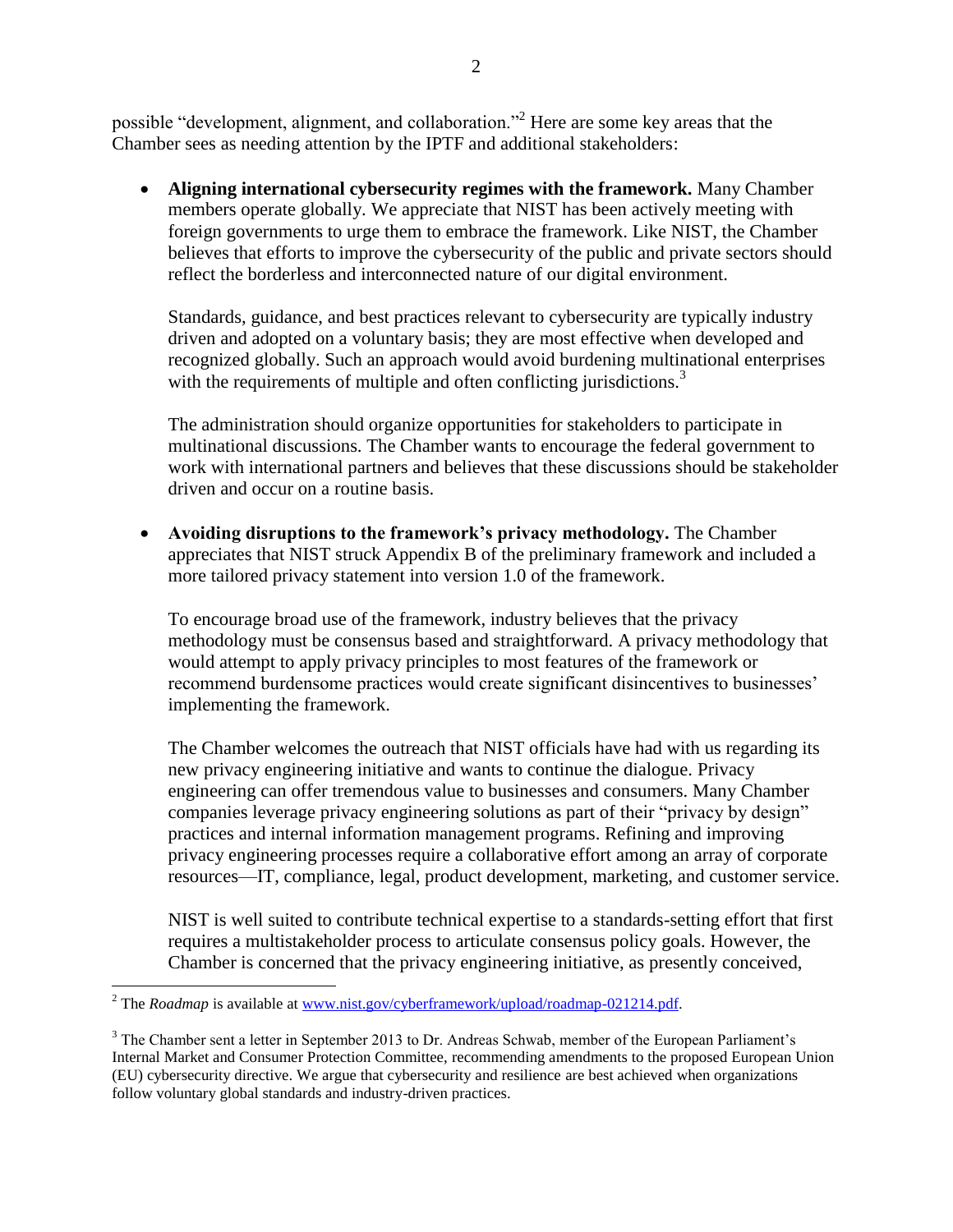possible "development, alignment, and collaboration."[2] Here are some key areas that the Chamber sees as needing attention by the IPTF and additional stakeholders:

- **Aligning international cybersecurity regimes with the framework.** Many Chamber members operate globally. We appreciate that NIST has been actively meeting with foreign governments to urge them to embrace the framework. Like NIST, the Chamber believes that efforts to improve the cybersecurity of the public and private sectors should reflect the borderless and interconnected nature of our digital environment.

  Standards, guidance, and best practices relevant to cybersecurity are typically industry driven and adopted on a voluntary basis; they are most effective when developed and recognized globally. Such an approach would avoid burdening multinational enterprises with the requirements of multiple and often conflicting jurisdictions.[3]

  The administration should organize opportunities for stakeholders to participate in multinational discussions. The Chamber wants to encourage the federal government to work with international partners and believes that these discussions should be stakeholder driven and occur on a routine basis.

- **Avoiding disruptions to the framework's privacy methodology.** The Chamber appreciates that NIST struck Appendix B of the preliminary framework and included a more tailored privacy statement into version 1.0 of the framework.

  To encourage broad use of the framework, industry believes that the privacy methodology must be consensus based and straightforward. A privacy methodology that would attempt to apply privacy principles to most features of the framework or recommend burdensome practices would create significant disincentives to businesses' implementing the framework.

  The Chamber welcomes the outreach that NIST officials have had with us regarding its new privacy engineering initiative and wants to continue the dialogue. Privacy engineering can offer tremendous value to businesses and consumers. Many Chamber companies leverage privacy engineering solutions as part of their "privacy by design" practices and internal information management programs. Refining and improving privacy engineering processes require a collaborative effort among an array of corporate resources—IT, compliance, legal, product development, marketing, and customer service.

  NIST is well suited to contribute technical expertise to a standards-setting effort that first requires a multistakeholder process to articulate consensus policy goals. However, the Chamber is concerned that the privacy engineering initiative, as presently conceived,

---

[2] The *Roadmap* is available at www.nist.gov/cyberframework/upload/roadmap-021214.pdf.

[3] The Chamber sent a letter in September 2013 to Dr. Andreas Schwab, member of the European Parliament's Internal Market and Consumer Protection Committee, recommending amendments to the proposed European Union (EU) cybersecurity directive. We argue that cybersecurity and resilience are best achieved when organizations follow voluntary global standards and industry-driven practices.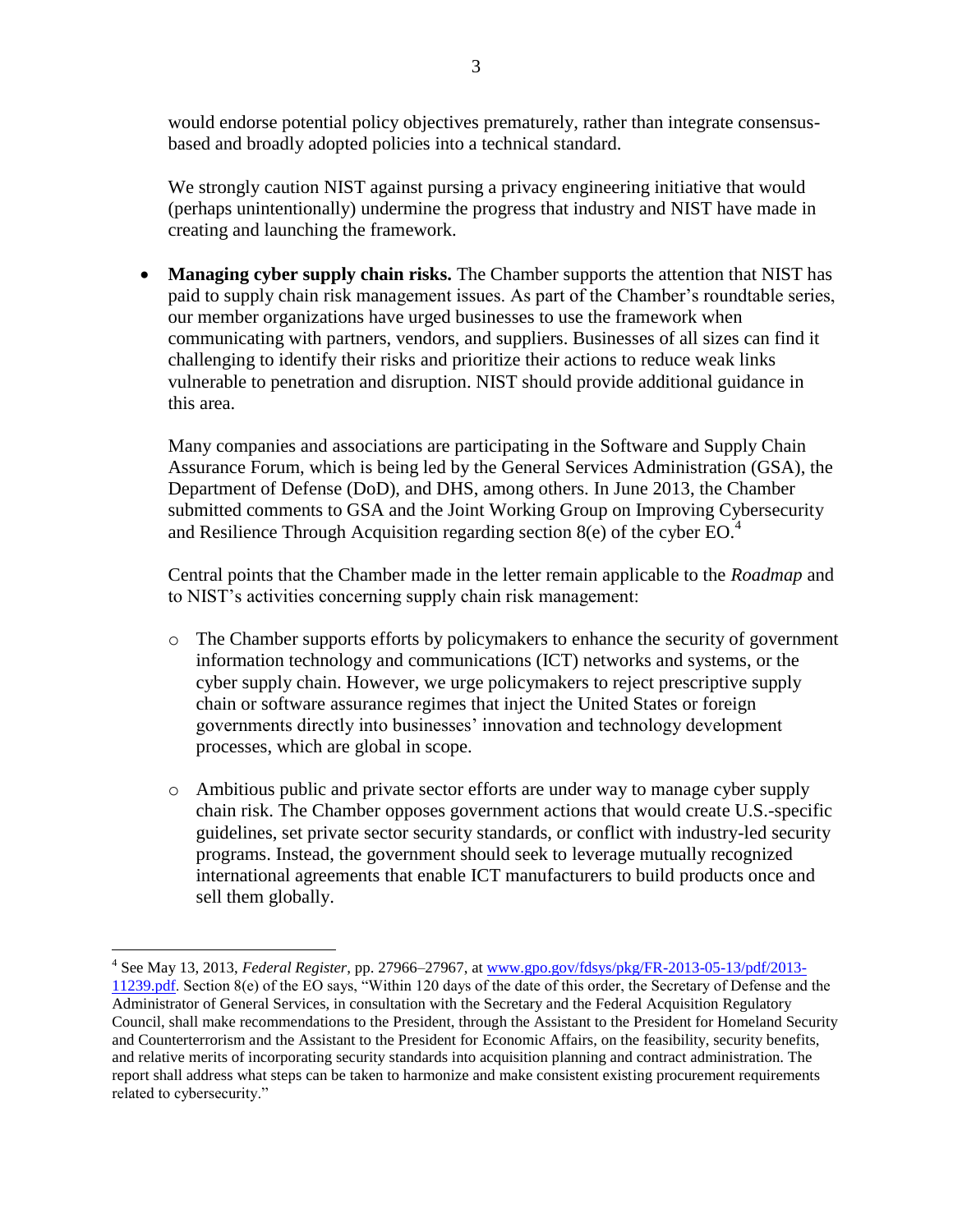would endorse potential policy objectives prematurely, rather than integrate consensus-based and broadly adopted policies into a technical standard.

We strongly caution NIST against pursing a privacy engineering initiative that would (perhaps unintentionally) undermine the progress that industry and NIST have made in creating and launching the framework.

- **Managing cyber supply chain risks.** The Chamber supports the attention that NIST has paid to supply chain risk management issues. As part of the Chamber's roundtable series, our member organizations have urged businesses to use the framework when communicating with partners, vendors, and suppliers. Businesses of all sizes can find it challenging to identify their risks and prioritize their actions to reduce weak links vulnerable to penetration and disruption. NIST should provide additional guidance in this area.

  Many companies and associations are participating in the Software and Supply Chain Assurance Forum, which is being led by the General Services Administration (GSA), the Department of Defense (DoD), and DHS, among others. In June 2013, the Chamber submitted comments to GSA and the Joint Working Group on Improving Cybersecurity and Resilience Through Acquisition regarding section 8(e) of the cyber EO.[4]

  Central points that the Chamber made in the letter remain applicable to the *Roadmap* and to NIST's activities concerning supply chain risk management:

  - The Chamber supports efforts by policymakers to enhance the security of government information technology and communications (ICT) networks and systems, or the cyber supply chain. However, we urge policymakers to reject prescriptive supply chain or software assurance regimes that inject the United States or foreign governments directly into businesses' innovation and technology development processes, which are global in scope.

  - Ambitious public and private sector efforts are under way to manage cyber supply chain risk. The Chamber opposes government actions that would create U.S.-specific guidelines, set private sector security standards, or conflict with industry-led security programs. Instead, the government should seek to leverage mutually recognized international agreements that enable ICT manufacturers to build products once and sell them globally.

---

[4] See May 13, 2013, *Federal Register*, pp. 27966–27967, at www.gpo.gov/fdsys/pkg/FR-2013-05-13/pdf/2013-11239.pdf. Section 8(e) of the EO says, "Within 120 days of the date of this order, the Secretary of Defense and the Administrator of General Services, in consultation with the Secretary and the Federal Acquisition Regulatory Council, shall make recommendations to the President, through the Assistant to the President for Homeland Security and Counterterrorism and the Assistant to the President for Economic Affairs, on the feasibility, security benefits, and relative merits of incorporating security standards into acquisition planning and contract administration. The report shall address what steps can be taken to harmonize and make consistent existing procurement requirements related to cybersecurity."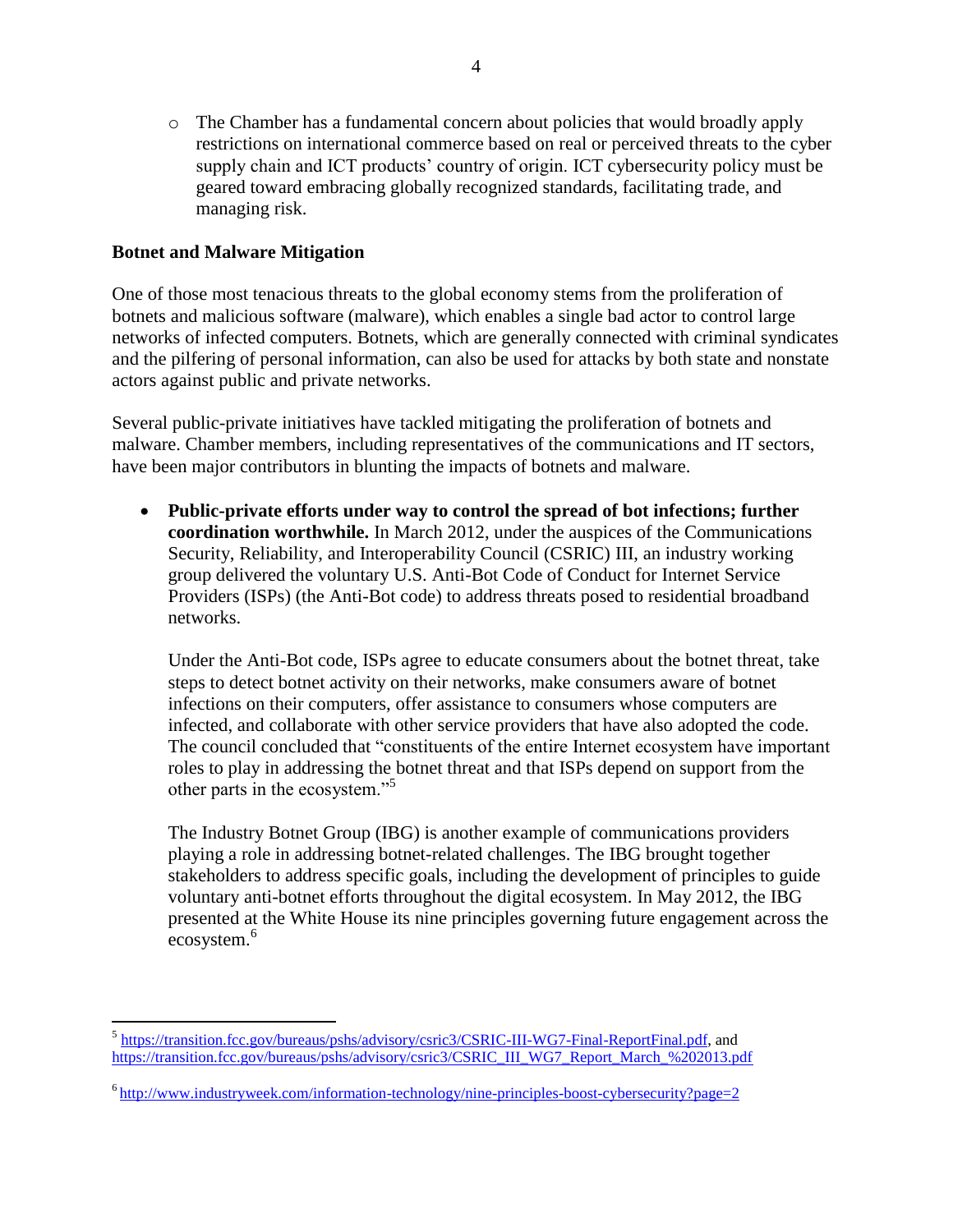- The Chamber has a fundamental concern about policies that would broadly apply restrictions on international commerce based on real or perceived threats to the cyber supply chain and ICT products' country of origin. ICT cybersecurity policy must be geared toward embracing globally recognized standards, facilitating trade, and managing risk.

**Botnet and Malware Mitigation**

One of those most tenacious threats to the global economy stems from the proliferation of botnets and malicious software (malware), which enables a single bad actor to control large networks of infected computers. Botnets, which are generally connected with criminal syndicates and the pilfering of personal information, can also be used for attacks by both state and nonstate actors against public and private networks.

Several public-private initiatives have tackled mitigating the proliferation of botnets and malware. Chamber members, including representatives of the communications and IT sectors, have been major contributors in blunting the impacts of botnets and malware.

- **Public-private efforts under way to control the spread of bot infections; further coordination worthwhile.** In March 2012, under the auspices of the Communications Security, Reliability, and Interoperability Council (CSRIC) III, an industry working group delivered the voluntary U.S. Anti-Bot Code of Conduct for Internet Service Providers (ISPs) (the Anti-Bot code) to address threats posed to residential broadband networks.

  Under the Anti-Bot code, ISPs agree to educate consumers about the botnet threat, take steps to detect botnet activity on their networks, make consumers aware of botnet infections on their computers, offer assistance to consumers whose computers are infected, and collaborate with other service providers that have also adopted the code. The council concluded that "constituents of the entire Internet ecosystem have important roles to play in addressing the botnet threat and that ISPs depend on support from the other parts in the ecosystem."[5]

  The Industry Botnet Group (IBG) is another example of communications providers playing a role in addressing botnet-related challenges. The IBG brought together stakeholders to address specific goals, including the development of principles to guide voluntary anti-botnet efforts throughout the digital ecosystem. In May 2012, the IBG presented at the White House its nine principles governing future engagement across the ecosystem.[6]

---

[5] https://transition.fcc.gov/bureaus/pshs/advisory/csric3/CSRIC-III-WG7-Final-ReportFinal.pdf, and https://transition.fcc.gov/bureaus/pshs/advisory/csric3/CSRIC_III_WG7_Report_March_%202013.pdf

[6] http://www.industryweek.com/information-technology/nine-principles-boost-cybersecurity?page=2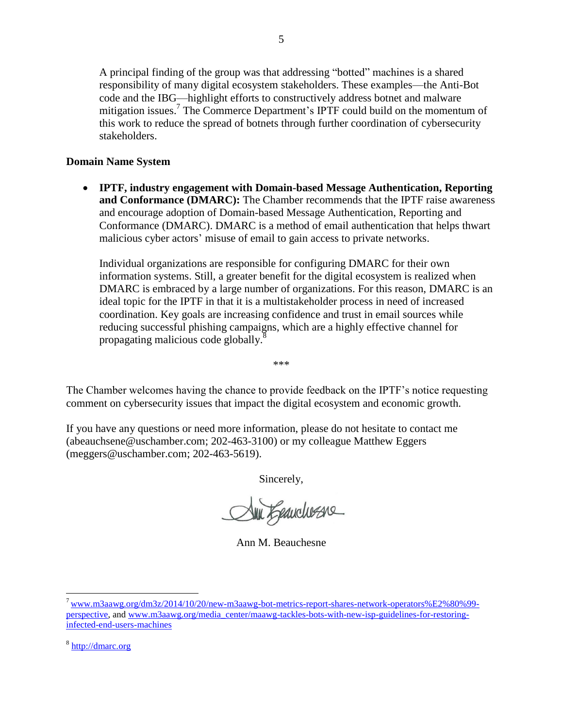A principal finding of the group was that addressing "botted" machines is a shared responsibility of many digital ecosystem stakeholders. These examples—the Anti-Bot code and the IBG—highlight efforts to constructively address botnet and malware mitigation issues.[7] The Commerce Department's IPTF could build on the momentum of this work to reduce the spread of botnets through further coordination of cybersecurity stakeholders.

**Domain Name System**

- **IPTF, industry engagement with Domain-based Message Authentication, Reporting and Conformance (DMARC):** The Chamber recommends that the IPTF raise awareness and encourage adoption of Domain-based Message Authentication, Reporting and Conformance (DMARC). DMARC is a method of email authentication that helps thwart malicious cyber actors' misuse of email to gain access to private networks.

  Individual organizations are responsible for configuring DMARC for their own information systems. Still, a greater benefit for the digital ecosystem is realized when DMARC is embraced by a large number of organizations. For this reason, DMARC is an ideal topic for the IPTF in that it is a multistakeholder process in need of increased coordination. Key goals are increasing confidence and trust in email sources while reducing successful phishing campaigns, which are a highly effective channel for propagating malicious code globally.[8]

\*\*\*

The Chamber welcomes having the chance to provide feedback on the IPTF's notice requesting comment on cybersecurity issues that impact the digital ecosystem and economic growth.

If you have any questions or need more information, please do not hesitate to contact me (abeauchsene@uschamber.com; 202-463-3100) or my colleague Matthew Eggers (meggers@uschamber.com; 202-463-5619).

Sincerely,

Ann M. Beauchesne

---

[7] www.m3aawg.org/dm3z/2014/10/20/new-m3aawg-bot-metrics-report-shares-network-operators%E2%80%99-perspective, and www.m3aawg.org/media_center/maawg-tackles-bots-with-new-isp-guidelines-for-restoring-infected-end-users-machines

[8] http://dmarc.org